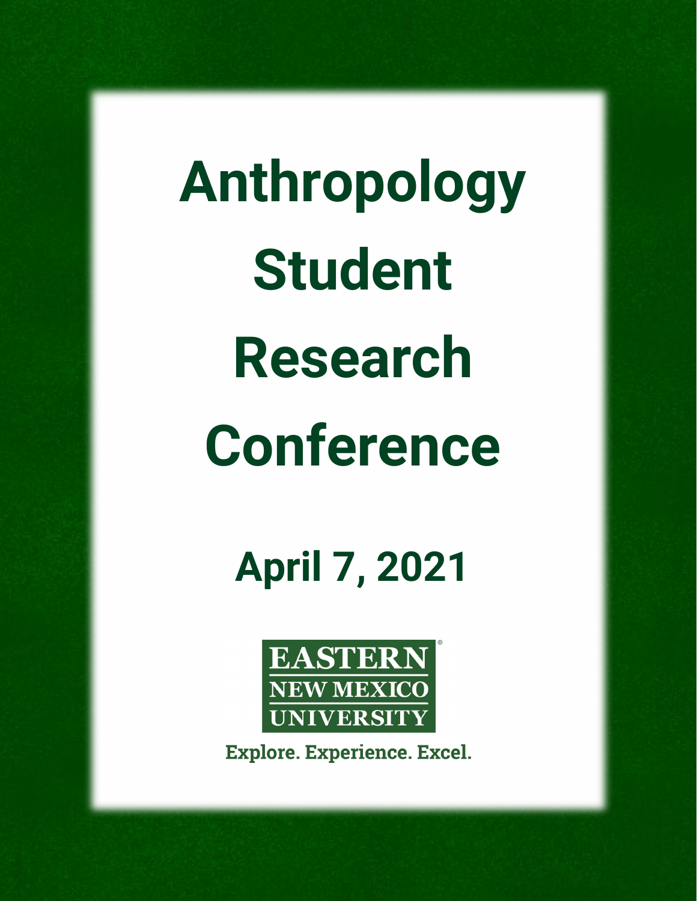# Anthropology Student Research Conference

## April 7, 2021

EASTERN NEW MEXICO UNIVERSITY

Explore. Experience. Excel.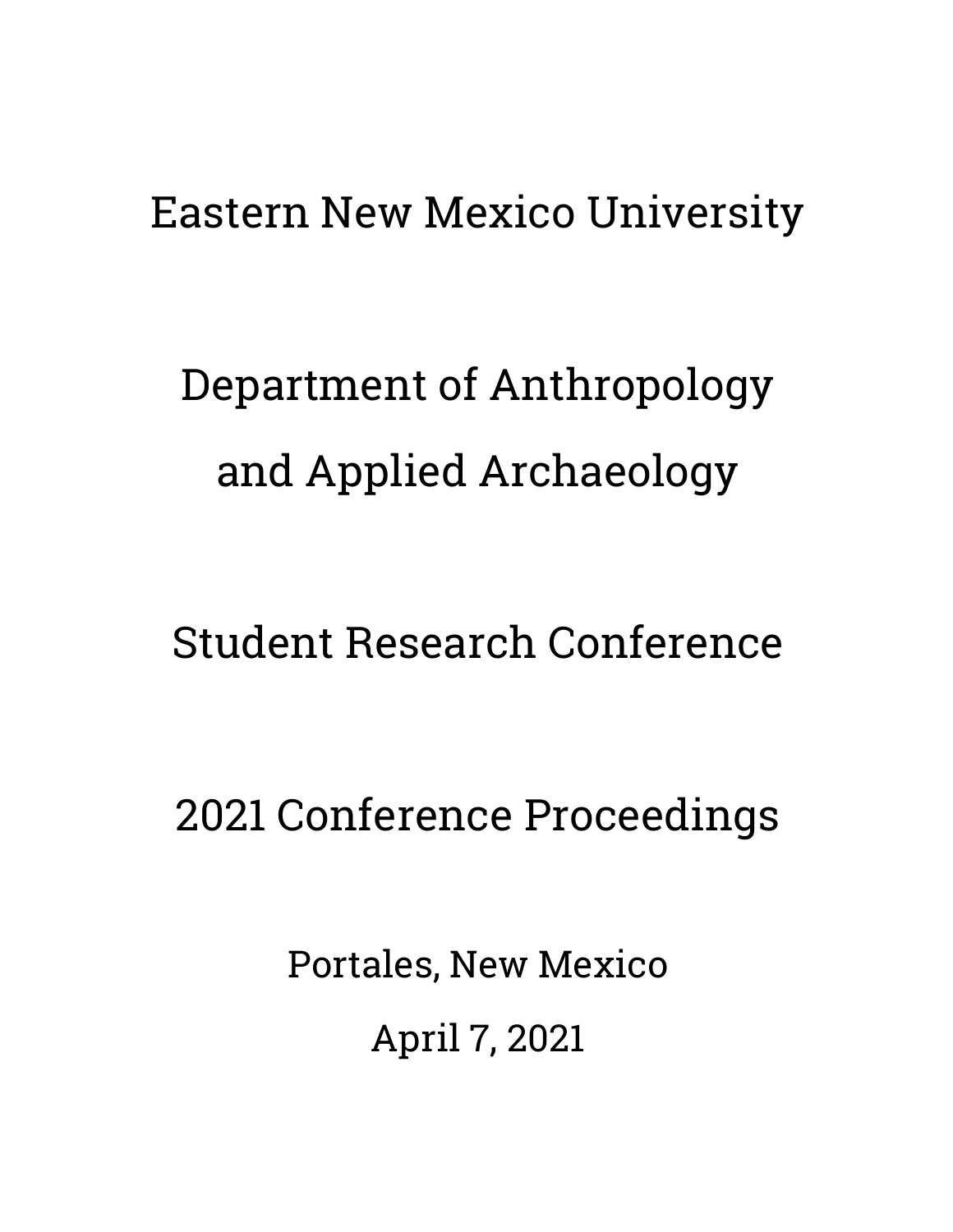# Eastern New Mexico University

# Department of Anthropology and Applied Archaeology

# Student Research Conference

# 2021 Conference Proceedings

Portales, New Mexico

April 7, 2021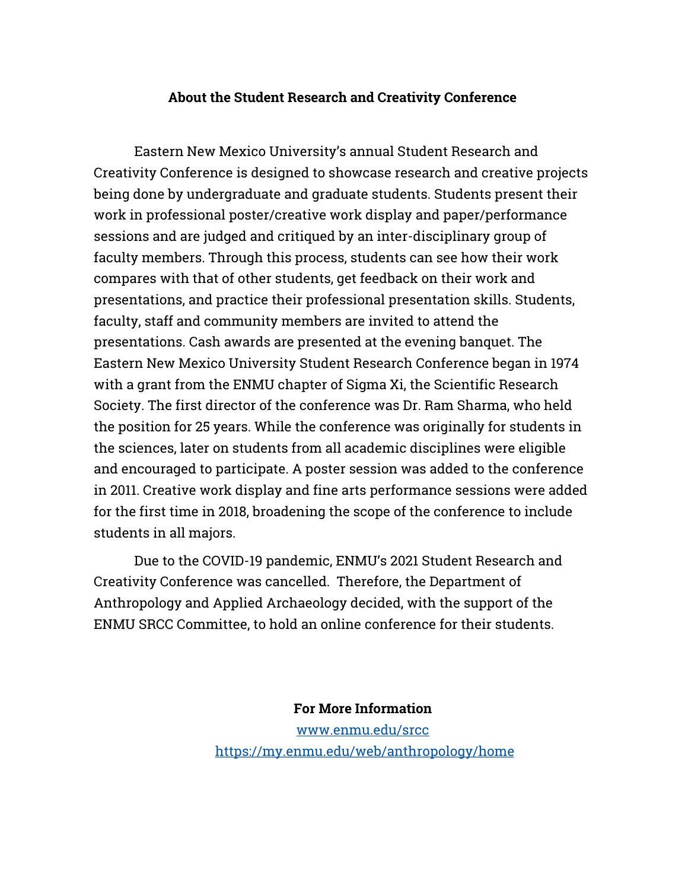## About the Student Research and Creativity Conference

Eastern New Mexico University's annual Student Research and Creativity Conference is designed to showcase research and creative projects being done by undergraduate and graduate students. Students present their work in professional poster/creative work display and paper/performance sessions and are judged and critiqued by an inter-disciplinary group of faculty members. Through this process, students can see how their work compares with that of other students, get feedback on their work and presentations, and practice their professional presentation skills. Students, faculty, staff and community members are invited to attend the presentations. Cash awards are presented at the evening banquet. The Eastern New Mexico University Student Research Conference began in 1974 with a grant from the ENMU chapter of Sigma Xi, the Scientific Research Society. The first director of the conference was Dr. Ram Sharma, who held the position for 25 years. While the conference was originally for students in the sciences, later on students from all academic disciplines were eligible and encouraged to participate. A poster session was added to the conference in 2011. Creative work display and fine arts performance sessions were added for the first time in 2018, broadening the scope of the conference to include students in all majors.

Due to the COVID-19 pandemic, ENMU's 2021 Student Research and Creativity Conference was cancelled. Therefore, the Department of Anthropology and Applied Archaeology decided, with the support of the ENMU SRCC Committee, to hold an online conference for their students.

**For More Information**

[www.enmu.edu/srcc](www.enmu.edu/srcc)

[https://my.enmu.edu/web/anthropology/home](https://my.enmu.edu/web/anthropology/home)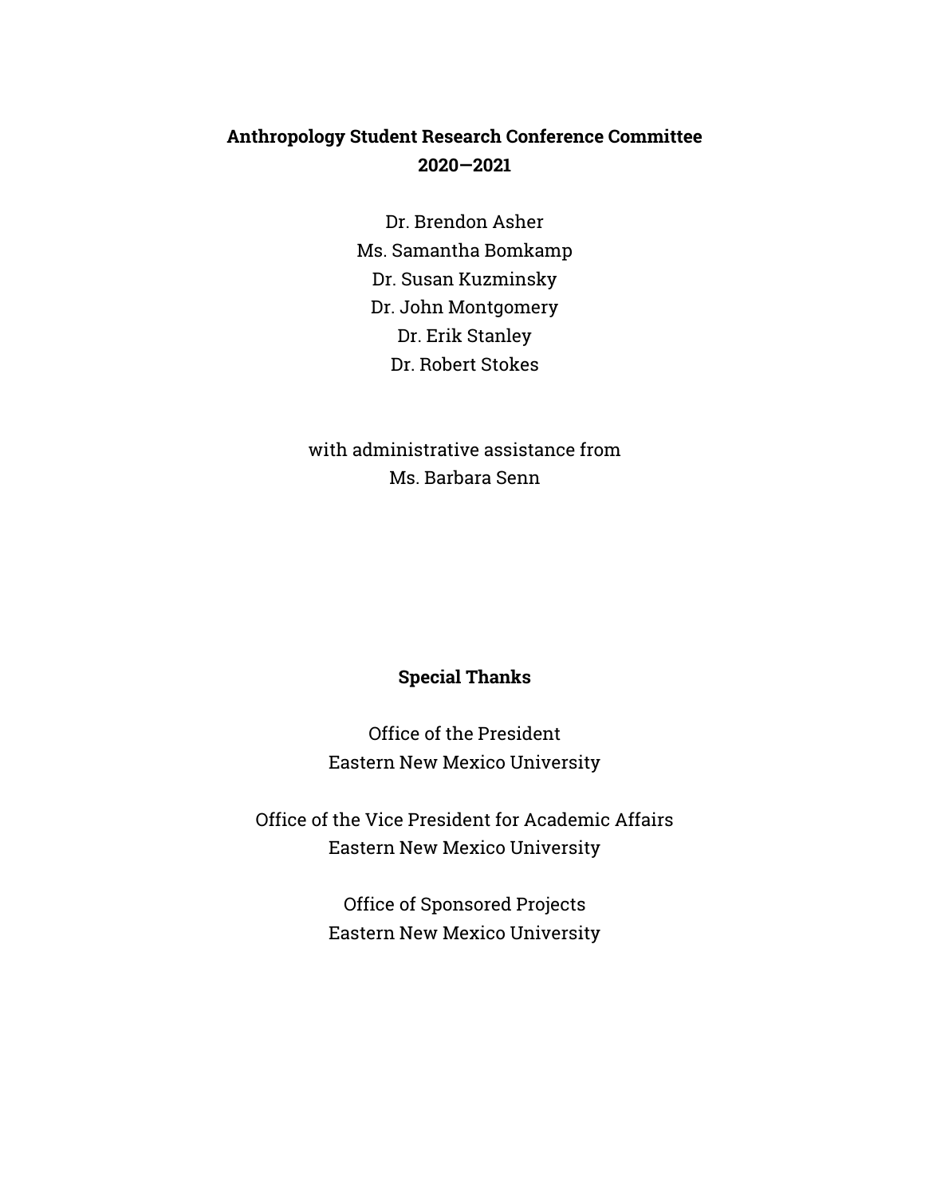**Anthropology Student Research Conference Committee**
**2020—2021**

Dr. Brendon Asher
Ms. Samantha Bomkamp
Dr. Susan Kuzminsky
Dr. John Montgomery
Dr. Erik Stanley
Dr. Robert Stokes

with administrative assistance from
Ms. Barbara Senn

**Special Thanks**

Office of the President
Eastern New Mexico University

Office of the Vice President for Academic Affairs
Eastern New Mexico University

Office of Sponsored Projects
Eastern New Mexico University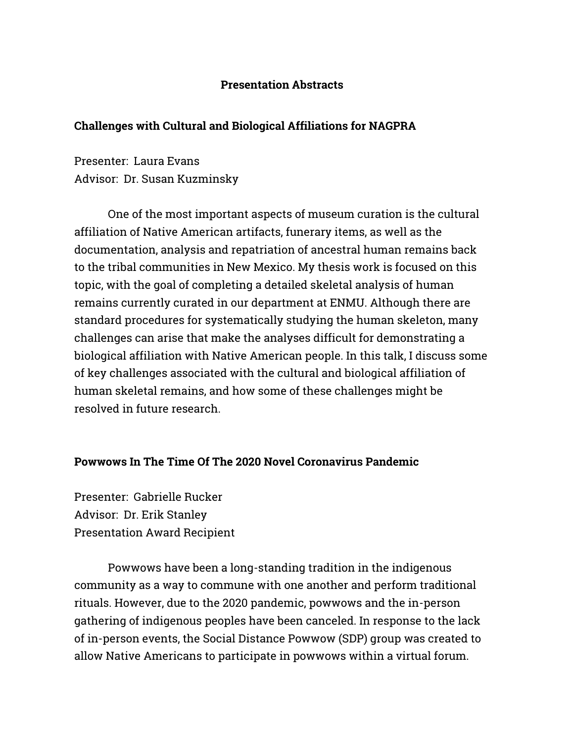# Presentation Abstracts

## Challenges with Cultural and Biological Affiliations for NAGPRA

Presenter: Laura Evans
Advisor: Dr. Susan Kuzminsky

One of the most important aspects of museum curation is the cultural affiliation of Native American artifacts, funerary items, as well as the documentation, analysis and repatriation of ancestral human remains back to the tribal communities in New Mexico. My thesis work is focused on this topic, with the goal of completing a detailed skeletal analysis of human remains currently curated in our department at ENMU. Although there are standard procedures for systematically studying the human skeleton, many challenges can arise that make the analyses difficult for demonstrating a biological affiliation with Native American people. In this talk, I discuss some of key challenges associated with the cultural and biological affiliation of human skeletal remains, and how some of these challenges might be resolved in future research.

## Powwows In The Time Of The 2020 Novel Coronavirus Pandemic

Presenter: Gabrielle Rucker
Advisor: Dr. Erik Stanley
Presentation Award Recipient

Powwows have been a long-standing tradition in the indigenous community as a way to commune with one another and perform traditional rituals. However, due to the 2020 pandemic, powwows and the in-person gathering of indigenous peoples have been canceled. In response to the lack of in-person events, the Social Distance Powwow (SDP) group was created to allow Native Americans to participate in powwows within a virtual forum.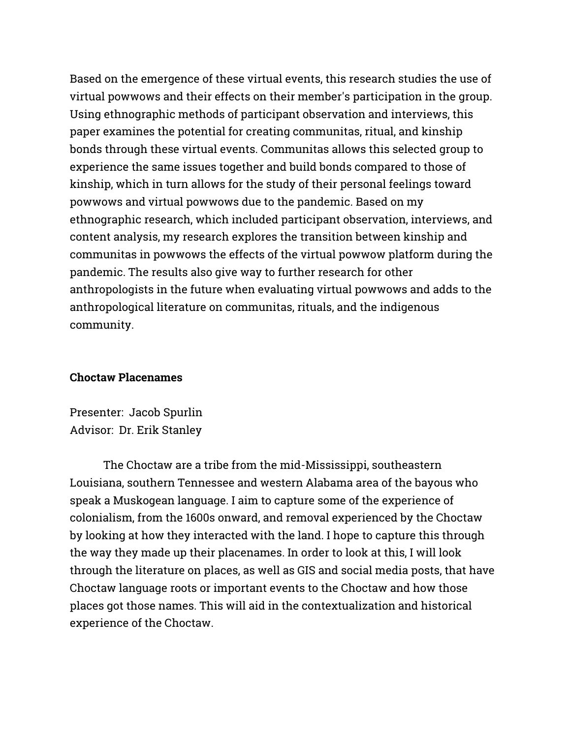Based on the emergence of these virtual events, this research studies the use of virtual powwows and their effects on their member's participation in the group. Using ethnographic methods of participant observation and interviews, this paper examines the potential for creating communitas, ritual, and kinship bonds through these virtual events. Communitas allows this selected group to experience the same issues together and build bonds compared to those of kinship, which in turn allows for the study of their personal feelings toward powwows and virtual powwows due to the pandemic. Based on my ethnographic research, which included participant observation, interviews, and content analysis, my research explores the transition between kinship and communitas in powwows the effects of the virtual powwow platform during the pandemic. The results also give way to further research for other anthropologists in the future when evaluating virtual powwows and adds to the anthropological literature on communitas, rituals, and the indigenous community.

**Choctaw Placenames**

Presenter: Jacob Spurlin
Advisor: Dr. Erik Stanley

The Choctaw are a tribe from the mid-Mississippi, southeastern Louisiana, southern Tennessee and western Alabama area of the bayous who speak a Muskogean language. I aim to capture some of the experience of colonialism, from the 1600s onward, and removal experienced by the Choctaw by looking at how they interacted with the land. I hope to capture this through the way they made up their placenames. In order to look at this, I will look through the literature on places, as well as GIS and social media posts, that have Choctaw language roots or important events to the Choctaw and how those places got those names. This will aid in the contextualization and historical experience of the Choctaw.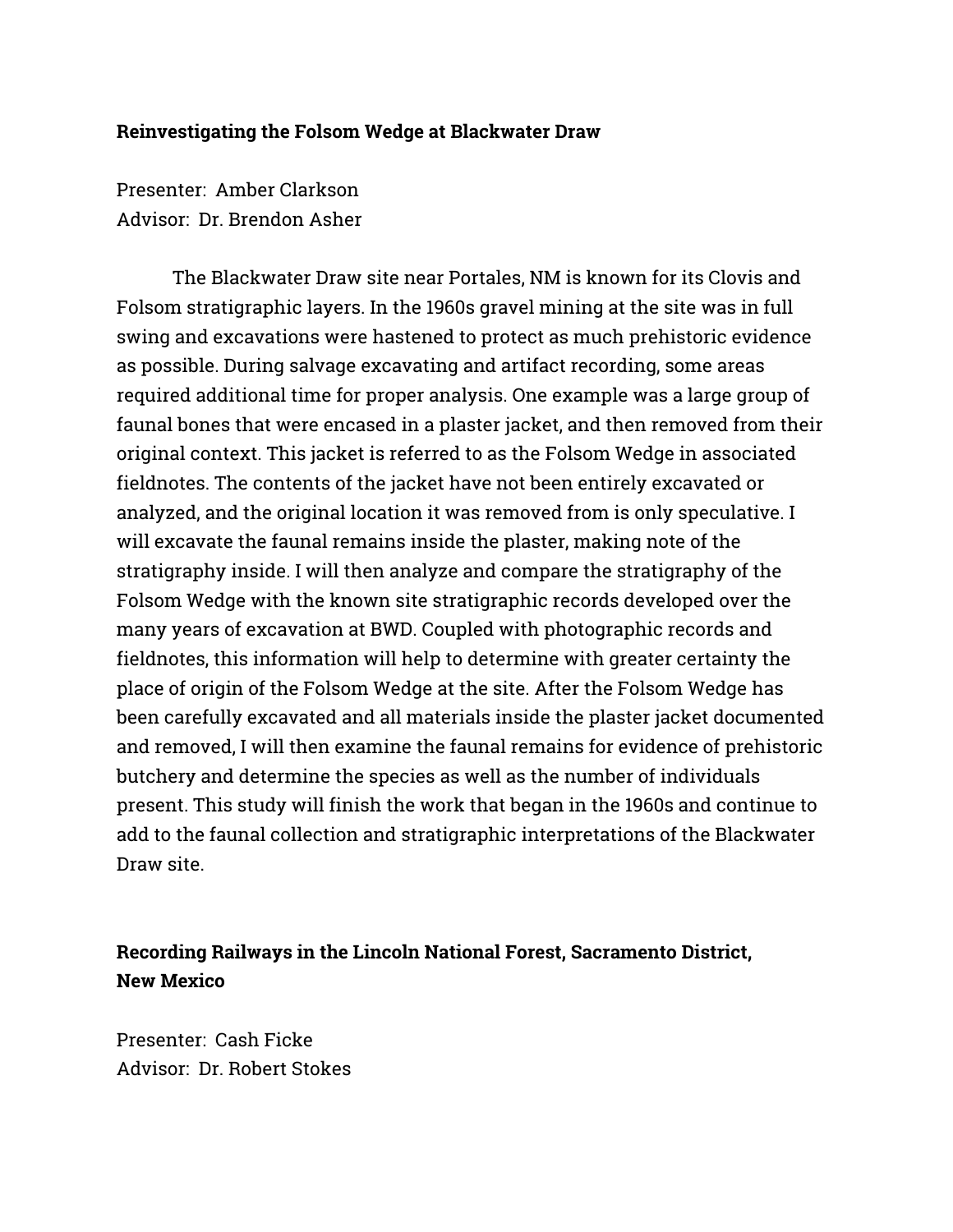### Reinvestigating the Folsom Wedge at Blackwater Draw

Presenter: Amber Clarkson
Advisor: Dr. Brendon Asher

The Blackwater Draw site near Portales, NM is known for its Clovis and Folsom stratigraphic layers. In the 1960s gravel mining at the site was in full swing and excavations were hastened to protect as much prehistoric evidence as possible. During salvage excavating and artifact recording, some areas required additional time for proper analysis. One example was a large group of faunal bones that were encased in a plaster jacket, and then removed from their original context. This jacket is referred to as the Folsom Wedge in associated fieldnotes. The contents of the jacket have not been entirely excavated or analyzed, and the original location it was removed from is only speculative. I will excavate the faunal remains inside the plaster, making note of the stratigraphy inside. I will then analyze and compare the stratigraphy of the Folsom Wedge with the known site stratigraphic records developed over the many years of excavation at BWD. Coupled with photographic records and fieldnotes, this information will help to determine with greater certainty the place of origin of the Folsom Wedge at the site. After the Folsom Wedge has been carefully excavated and all materials inside the plaster jacket documented and removed, I will then examine the faunal remains for evidence of prehistoric butchery and determine the species as well as the number of individuals present. This study will finish the work that began in the 1960s and continue to add to the faunal collection and stratigraphic interpretations of the Blackwater Draw site.

### Recording Railways in the Lincoln National Forest, Sacramento District, New Mexico

Presenter: Cash Ficke
Advisor: Dr. Robert Stokes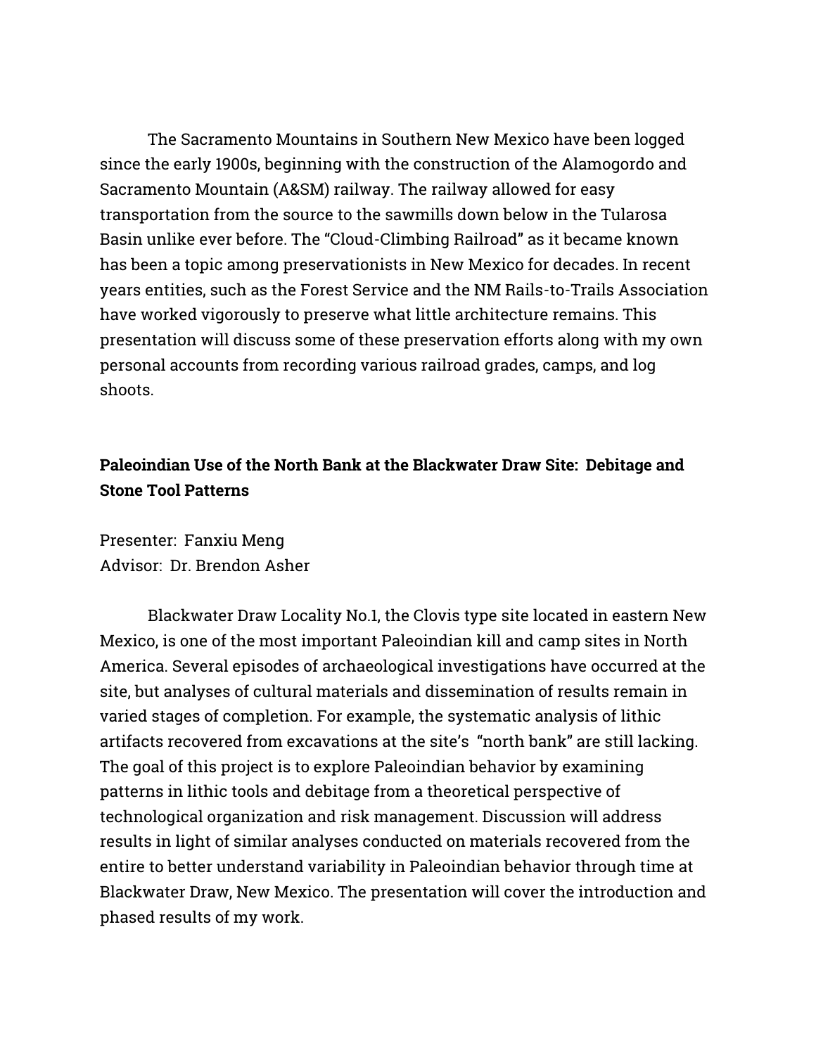The Sacramento Mountains in Southern New Mexico have been logged since the early 1900s, beginning with the construction of the Alamogordo and Sacramento Mountain (A&SM) railway. The railway allowed for easy transportation from the source to the sawmills down below in the Tularosa Basin unlike ever before. The "Cloud-Climbing Railroad" as it became known has been a topic among preservationists in New Mexico for decades. In recent years entities, such as the Forest Service and the NM Rails-to-Trails Association have worked vigorously to preserve what little architecture remains. This presentation will discuss some of these preservation efforts along with my own personal accounts from recording various railroad grades, camps, and log shoots.

**Paleoindian Use of the North Bank at the Blackwater Draw Site: Debitage and Stone Tool Patterns**

Presenter: Fanxiu Meng
Advisor: Dr. Brendon Asher

Blackwater Draw Locality No.1, the Clovis type site located in eastern New Mexico, is one of the most important Paleoindian kill and camp sites in North America. Several episodes of archaeological investigations have occurred at the site, but analyses of cultural materials and dissemination of results remain in varied stages of completion. For example, the systematic analysis of lithic artifacts recovered from excavations at the site's "north bank" are still lacking. The goal of this project is to explore Paleoindian behavior by examining patterns in lithic tools and debitage from a theoretical perspective of technological organization and risk management. Discussion will address results in light of similar analyses conducted on materials recovered from the entire to better understand variability in Paleoindian behavior through time at Blackwater Draw, New Mexico. The presentation will cover the introduction and phased results of my work.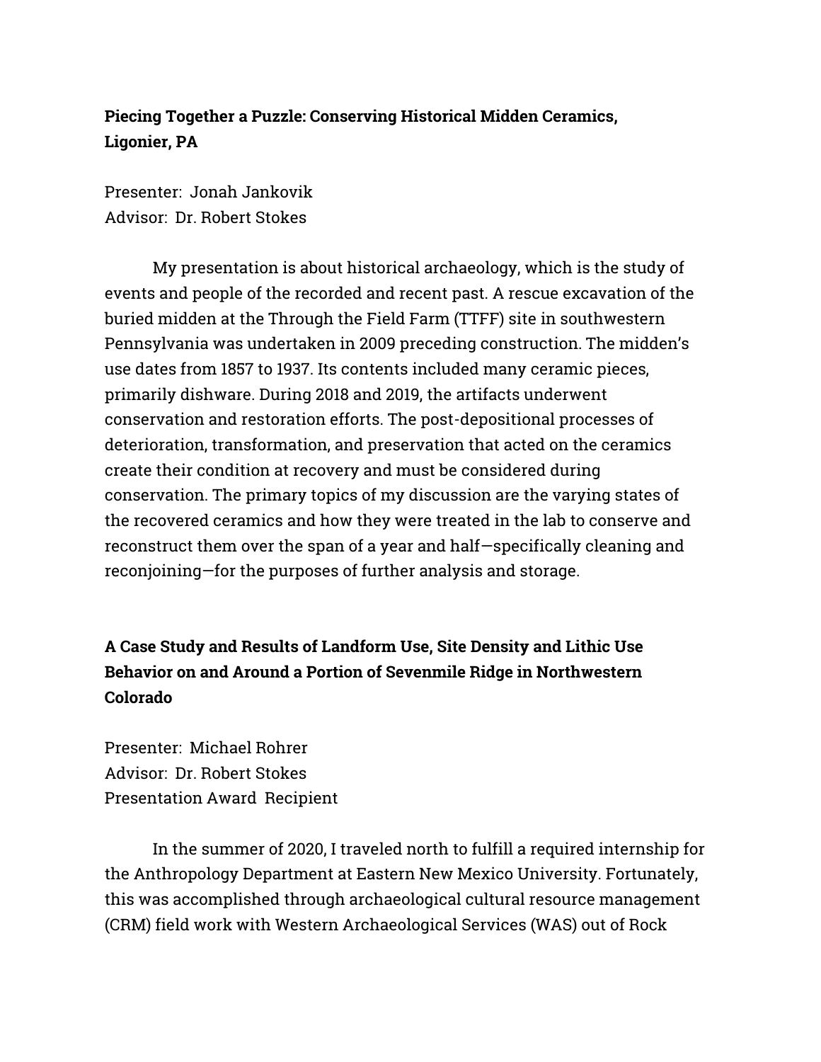**Piecing Together a Puzzle: Conserving Historical Midden Ceramics, Ligonier, PA**

Presenter: Jonah Jankovik
Advisor: Dr. Robert Stokes

My presentation is about historical archaeology, which is the study of events and people of the recorded and recent past. A rescue excavation of the buried midden at the Through the Field Farm (TTFF) site in southwestern Pennsylvania was undertaken in 2009 preceding construction. The midden's use dates from 1857 to 1937. Its contents included many ceramic pieces, primarily dishware. During 2018 and 2019, the artifacts underwent conservation and restoration efforts. The post-depositional processes of deterioration, transformation, and preservation that acted on the ceramics create their condition at recovery and must be considered during conservation. The primary topics of my discussion are the varying states of the recovered ceramics and how they were treated in the lab to conserve and reconstruct them over the span of a year and half—specifically cleaning and reconjoining—for the purposes of further analysis and storage.

**A Case Study and Results of Landform Use, Site Density and Lithic Use Behavior on and Around a Portion of Sevenmile Ridge in Northwestern Colorado**

Presenter: Michael Rohrer
Advisor: Dr. Robert Stokes
Presentation Award Recipient

In the summer of 2020, I traveled north to fulfill a required internship for the Anthropology Department at Eastern New Mexico University. Fortunately, this was accomplished through archaeological cultural resource management (CRM) field work with Western Archaeological Services (WAS) out of Rock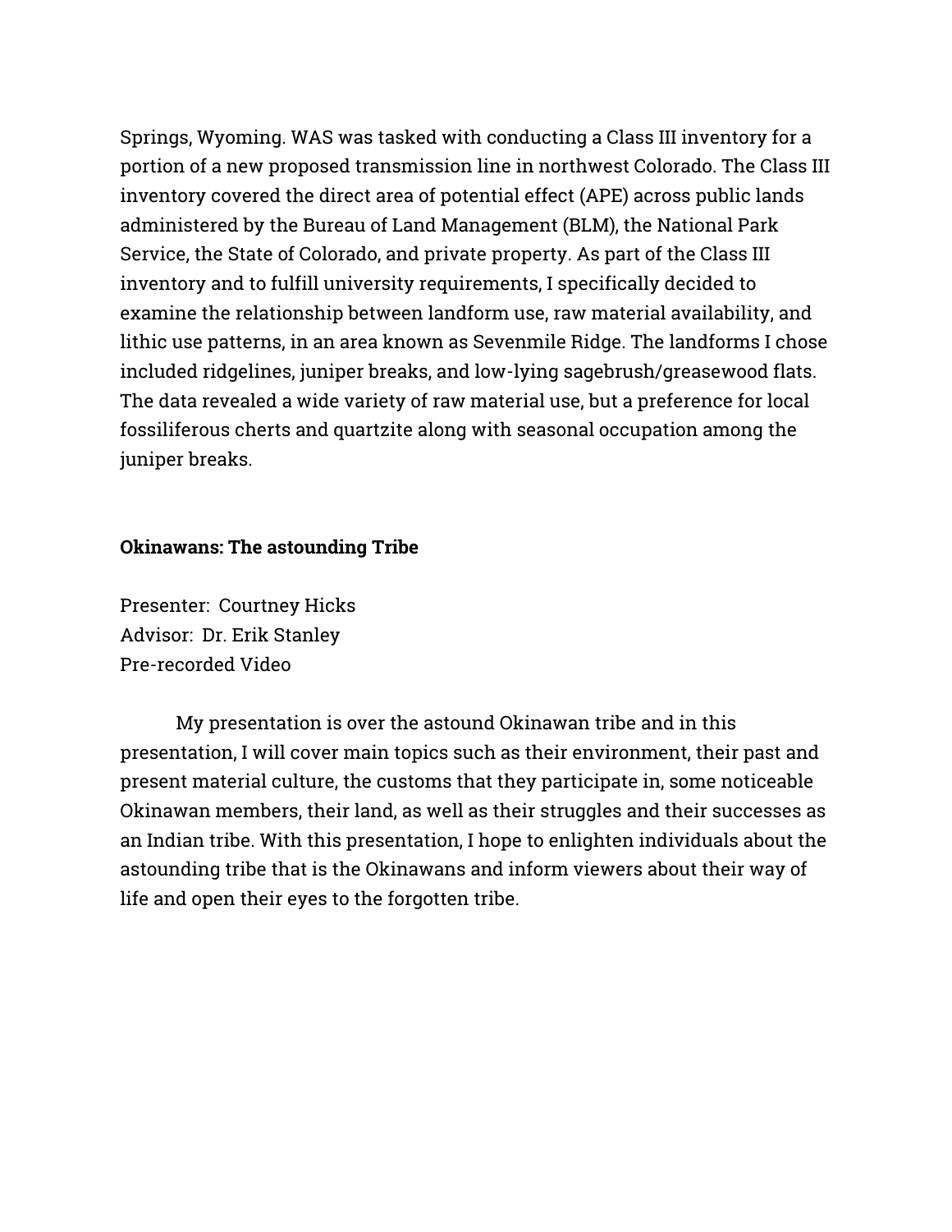Springs, Wyoming. WAS was tasked with conducting a Class III inventory for a portion of a new proposed transmission line in northwest Colorado. The Class III inventory covered the direct area of potential effect (APE) across public lands administered by the Bureau of Land Management (BLM), the National Park Service, the State of Colorado, and private property. As part of the Class III inventory and to fulfill university requirements, I specifically decided to examine the relationship between landform use, raw material availability, and lithic use patterns, in an area known as Sevenmile Ridge. The landforms I chose included ridgelines, juniper breaks, and low-lying sagebrush/greasewood flats. The data revealed a wide variety of raw material use, but a preference for local fossiliferous cherts and quartzite along with seasonal occupation among the juniper breaks.

**Okinawans: The astounding Tribe**

Presenter: Courtney Hicks
Advisor: Dr. Erik Stanley
Pre-recorded Video

My presentation is over the astound Okinawan tribe and in this presentation, I will cover main topics such as their environment, their past and present material culture, the customs that they participate in, some noticeable Okinawan members, their land, as well as their struggles and their successes as an Indian tribe. With this presentation, I hope to enlighten individuals about the astounding tribe that is the Okinawans and inform viewers about their way of life and open their eyes to the forgotten tribe.